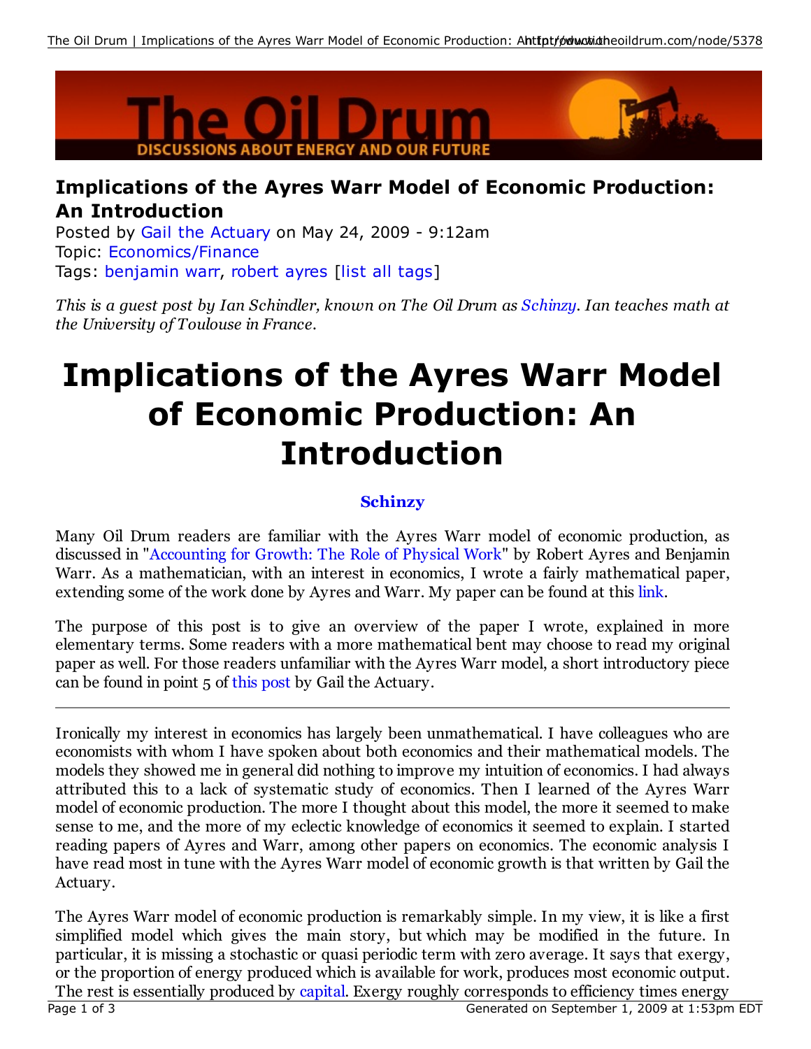## Implications of the Ayres Warr Model of Economic Production: An Introduction

Posted by Gail the Actuary on May 24, 2009 - 9:12am
Topic: Economics/Finance
Tags: benjamin warr, robert ayres [list all tags]

*This is a guest post by Ian Schindler, known on The Oil Drum as Schinzy. Ian teaches math at the University of Toulouse in France.*

# Implications of the Ayres Warr Model of Economic Production: An Introduction

**Schinzy**

Many Oil Drum readers are familiar with the Ayres Warr model of economic production, as discussed in "Accounting for Growth: The Role of Physical Work" by Robert Ayres and Benjamin Warr. As a mathematician, with an interest in economics, I wrote a fairly mathematical paper, extending some of the work done by Ayres and Warr. My paper can be found at this link.

The purpose of this post is to give an overview of the paper I wrote, explained in more elementary terms. Some readers with a more mathematical bent may choose to read my original paper as well. For those readers unfamiliar with the Ayres Warr model, a short introductory piece can be found in point 5 of this post by Gail the Actuary.

---

Ironically my interest in economics has largely been unmathematical. I have colleagues who are economists with whom I have spoken about both economics and their mathematical models. The models they showed me in general did nothing to improve my intuition of economics. I had always attributed this to a lack of systematic study of economics. Then I learned of the Ayres Warr model of economic production. The more I thought about this model, the more it seemed to make sense to me, and the more of my eclectic knowledge of economics it seemed to explain. I started reading papers of Ayres and Warr, among other papers on economics. The economic analysis I have read most in tune with the Ayres Warr model of economic growth is that written by Gail the Actuary.

The Ayres Warr model of economic production is remarkably simple. In my view, it is like a first simplified model which gives the main story, but which may be modified in the future. In particular, it is missing a stochastic or quasi periodic term with zero average. It says that exergy, or the proportion of energy produced which is available for work, produces most economic output. The rest is essentially produced by capital. Exergy roughly corresponds to efficiency times energy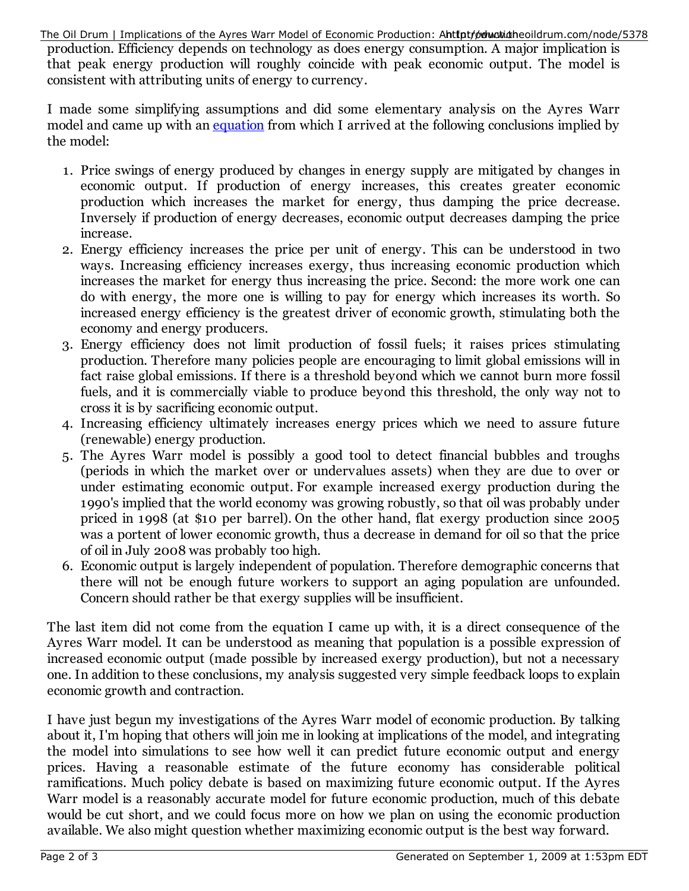production. Efficiency depends on technology as does energy consumption. A major implication is that peak energy production will roughly coincide with peak economic output. The model is consistent with attributing units of energy to currency.

I made some simplifying assumptions and did some elementary analysis on the Ayres Warr model and came up with an [equation](#) from which I arrived at the following conclusions implied by the model:

1. Price swings of energy produced by changes in energy supply are mitigated by changes in economic output. If production of energy increases, this creates greater economic production which increases the market for energy, thus damping the price decrease. Inversely if production of energy decreases, economic output decreases damping the price increase.
2. Energy efficiency increases the price per unit of energy. This can be understood in two ways. Increasing efficiency increases exergy, thus increasing economic production which increases the market for energy thus increasing the price. Second: the more work one can do with energy, the more one is willing to pay for energy which increases its worth. So increased energy efficiency is the greatest driver of economic growth, stimulating both the economy and energy producers.
3. Energy efficiency does not limit production of fossil fuels; it raises prices stimulating production. Therefore many policies people are encouraging to limit global emissions will in fact raise global emissions. If there is a threshold beyond which we cannot burn more fossil fuels, and it is commercially viable to produce beyond this threshold, the only way not to cross it is by sacrificing economic output.
4. Increasing efficiency ultimately increases energy prices which we need to assure future (renewable) energy production.
5. The Ayres Warr model is possibly a good tool to detect financial bubbles and troughs (periods in which the market over or undervalues assets) when they are due to over or under estimating economic output. For example increased exergy production during the 1990's implied that the world economy was growing robustly, so that oil was probably under priced in 1998 (at $10 per barrel). On the other hand, flat exergy production since 2005 was a portent of lower economic growth, thus a decrease in demand for oil so that the price of oil in July 2008 was probably too high.
6. Economic output is largely independent of population. Therefore demographic concerns that there will not be enough future workers to support an aging population are unfounded. Concern should rather be that exergy supplies will be insufficient.

The last item did not come from the equation I came up with, it is a direct consequence of the Ayres Warr model. It can be understood as meaning that population is a possible expression of increased economic output (made possible by increased exergy production), but not a necessary one. In addition to these conclusions, my analysis suggested very simple feedback loops to explain economic growth and contraction.

I have just begun my investigations of the Ayres Warr model of economic production. By talking about it, I'm hoping that others will join me in looking at implications of the model, and integrating the model into simulations to see how well it can predict future economic output and energy prices. Having a reasonable estimate of the future economy has considerable political ramifications. Much policy debate is based on maximizing future economic output. If the Ayres Warr model is a reasonably accurate model for future economic production, much of this debate would be cut short, and we could focus more on how we plan on using the economic production available. We also might question whether maximizing economic output is the best way forward.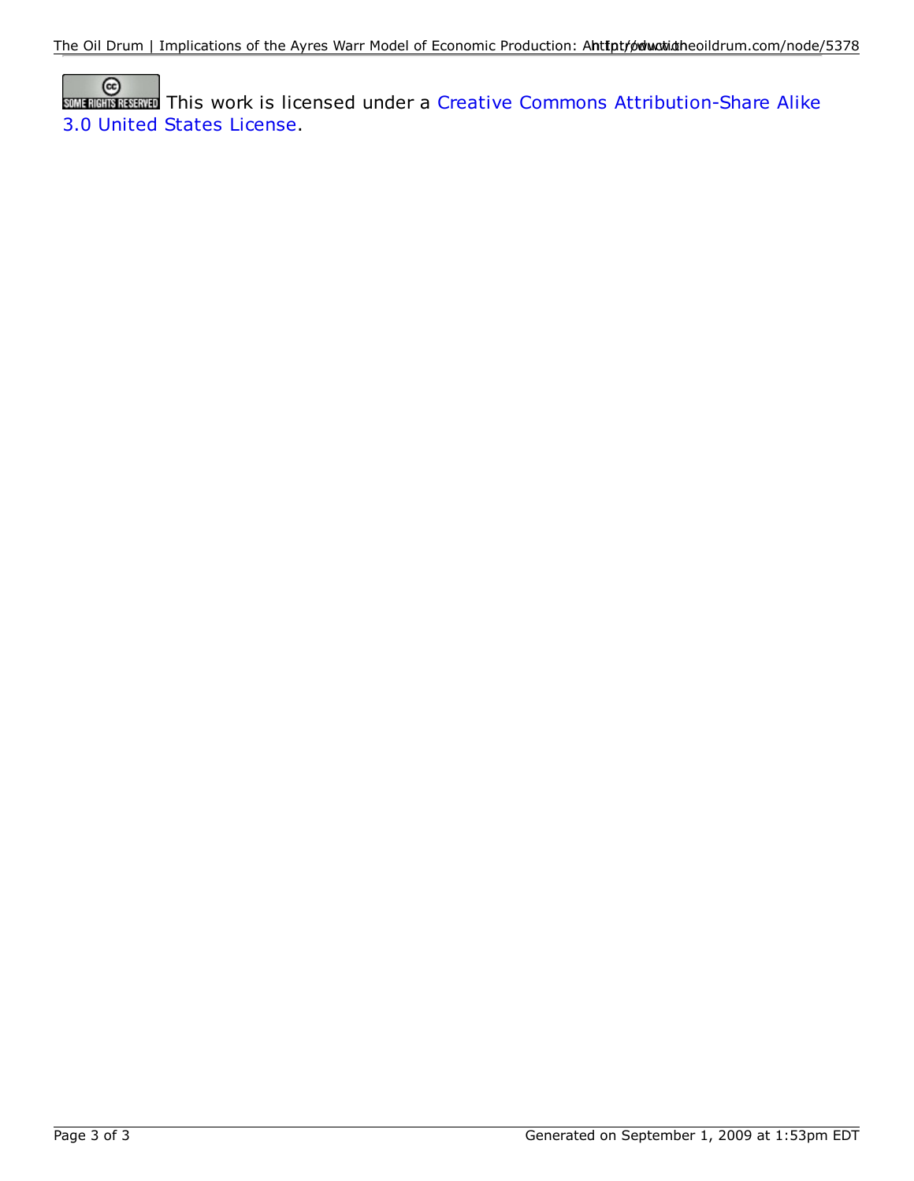This work is licensed under a Creative Commons Attribution-Share Alike 3.0 United States License.